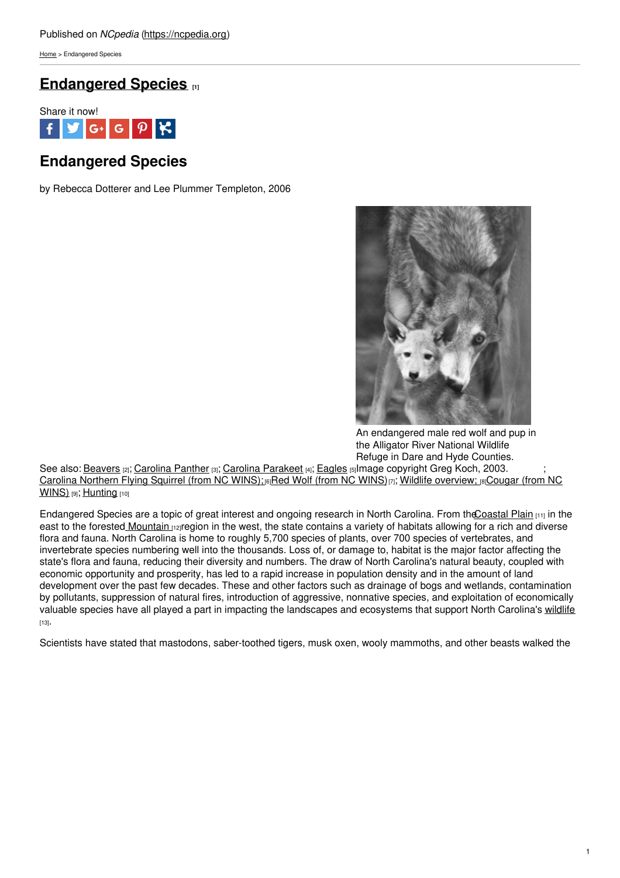Published on *NCpedia* (https://ncpedia.org)

Home > Endangered Species

# Endangered Species [1]

Share it now!

## Endangered Species

by Rebecca Dotterer and Lee Plummer Templeton, 2006

An endangered male red wolf and pup in the Alligator River National Wildlife Refuge in Dare and Hyde Counties. Image copyright Greg Koch, 2003.

See also: Beavers [2]; Carolina Panther [3]; Carolina Parakeet [4]; Eagles [5]; Carolina Northern Flying Squirrel (from NC WINS); [6] Red Wolf (from NC WINS) [7]; Wildlife overview; [8] Cougar (from NC WINS) [9]; Hunting [10]

Endangered Species are a topic of great interest and ongoing research in North Carolina. From the Coastal Plain [11] in the east to the forested Mountain [12] region in the west, the state contains a variety of habitats allowing for a rich and diverse flora and fauna. North Carolina is home to roughly 5,700 species of plants, over 700 species of vertebrates, and invertebrate species numbering well into the thousands. Loss of, or damage to, habitat is the major factor affecting the state's flora and fauna, reducing their diversity and numbers. The draw of North Carolina's natural beauty, coupled with economic opportunity and prosperity, has led to a rapid increase in population density and in the amount of land development over the past few decades. These and other factors such as drainage of bogs and wetlands, contamination by pollutants, suppression of natural fires, introduction of aggressive, nonnative species, and exploitation of economically valuable species have all played a part in impacting the landscapes and ecosystems that support North Carolina's wildlife [13].

Scientists have stated that mastodons, saber-toothed tigers, musk oxen, wooly mammoths, and other beasts walked the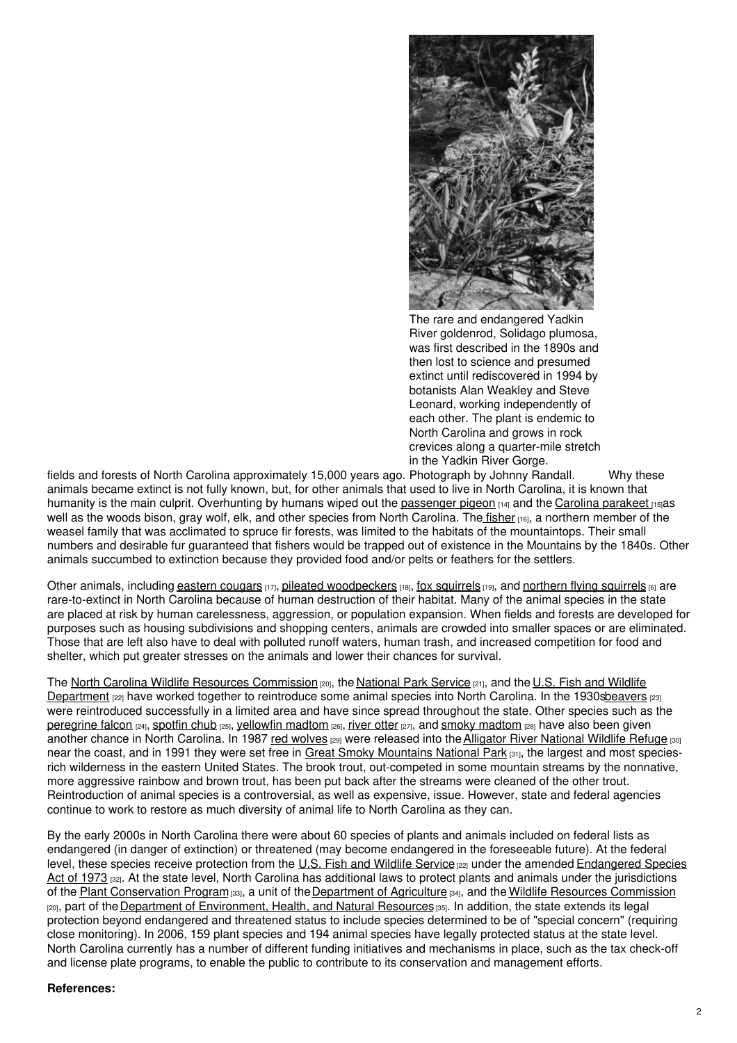The rare and endangered Yadkin River goldenrod, Solidago plumosa, was first described in the 1890s and then lost to science and presumed extinct until rediscovered in 1994 by botanists Alan Weakley and Steve Leonard, working independently of each other. The plant is endemic to North Carolina and grows in rock crevices along a quarter-mile stretch in the Yadkin River Gorge.

fields and forests of North Carolina approximately 15,000 years ago. Photograph by Johnny Randall. Why these animals became extinct is not fully known, but, for other animals that used to live in North Carolina, it is known that humanity is the main culprit. Overhunting by humans wiped out the passenger pigeon [14] and the Carolina parakeet [15] as well as the woods bison, gray wolf, elk, and other species from North Carolina. The fisher [16], a northern member of the weasel family that was acclimated to spruce fir forests, was limited to the habitats of the mountaintops. Their small numbers and desirable fur guaranteed that fishers would be trapped out of existence in the Mountains by the 1840s. Other animals succumbed to extinction because they provided food and/or pelts or feathers for the settlers.

Other animals, including eastern cougars [17], pileated woodpeckers [18], fox squirrels [19], and northern flying squirrels [6] are rare-to-extinct in North Carolina because of human destruction of their habitat. Many of the animal species in the state are placed at risk by human carelessness, aggression, or population expansion. When fields and forests are developed for purposes such as housing subdivisions and shopping centers, animals are crowded into smaller spaces or are eliminated. Those that are left also have to deal with polluted runoff waters, human trash, and increased competition for food and shelter, which put greater stresses on the animals and lower their chances for survival.

The North Carolina Wildlife Resources Commission [20], the National Park Service [21], and the U.S. Fish and Wildlife Department [22] have worked together to reintroduce some animal species into North Carolina. In the 1930s beavers [23] were reintroduced successfully in a limited area and have since spread throughout the state. Other species such as the peregrine falcon [24], spotfin chub [25], yellowfin madtom [26], river otter [27], and smoky madtom [28] have also been given another chance in North Carolina. In 1987 red wolves [29] were released into the Alligator River National Wildlife Refuge [30] near the coast, and in 1991 they were set free in Great Smoky Mountains National Park [31], the largest and most species-rich wilderness in the eastern United States. The brook trout, out-competed in some mountain streams by the nonnative, more aggressive rainbow and brown trout, has been put back after the streams were cleaned of the other trout. Reintroduction of animal species is a controversial, as well as expensive, issue. However, state and federal agencies continue to work to restore as much diversity of animal life to North Carolina as they can.

By the early 2000s in North Carolina there were about 60 species of plants and animals included on federal lists as endangered (in danger of extinction) or threatened (may become endangered in the foreseeable future). At the federal level, these species receive protection from the U.S. Fish and Wildlife Service [22] under the amended Endangered Species Act of 1973 [32]. At the state level, North Carolina has additional laws to protect plants and animals under the jurisdictions of the Plant Conservation Program [33], a unit of the Department of Agriculture [34], and the Wildlife Resources Commission [20], part of the Department of Environment, Health, and Natural Resources [35]. In addition, the state extends its legal protection beyond endangered and threatened status to include species determined to be of "special concern" (requiring close monitoring). In 2006, 159 plant species and 194 animal species have legally protected status at the state level. North Carolina currently has a number of different funding initiatives and mechanisms in place, such as the tax check-off and license plate programs, to enable the public to contribute to its conservation and management efforts.

**References:**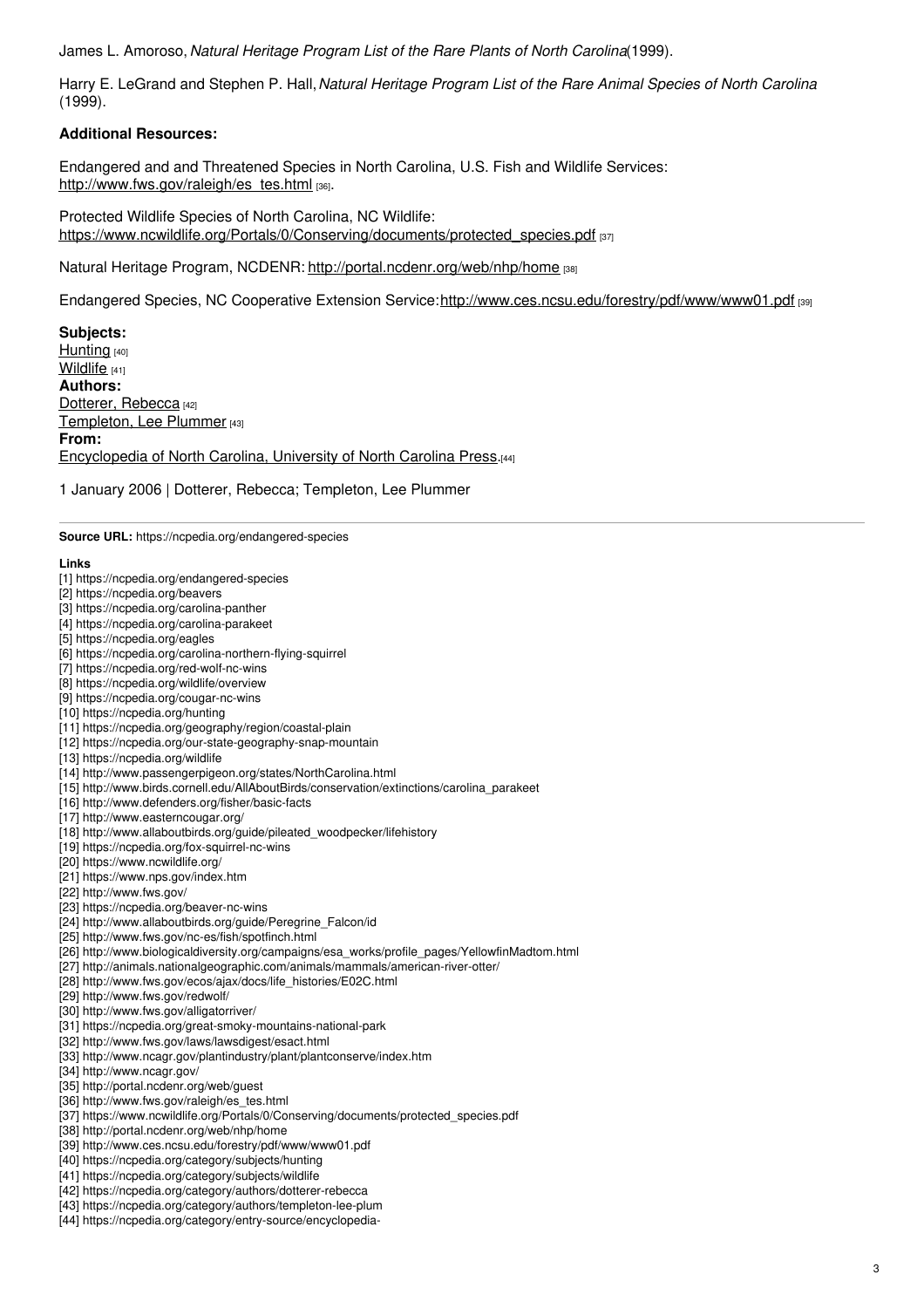James L. Amoroso, *Natural Heritage Program List of the Rare Plants of North Carolina*(1999).

Harry E. LeGrand and Stephen P. Hall, *Natural Heritage Program List of the Rare Animal Species of North Carolina* (1999).

**Additional Resources:**

Endangered and and Threatened Species in North Carolina, U.S. Fish and Wildlife Services: http://www.fws.gov/raleigh/es_tes.html [36].

Protected Wildlife Species of North Carolina, NC Wildlife: https://www.ncwildlife.org/Portals/0/Conserving/documents/protected_species.pdf [37]

Natural Heritage Program, NCDENR: http://portal.ncdenr.org/web/nhp/home [38]

Endangered Species, NC Cooperative Extension Service: http://www.ces.ncsu.edu/forestry/pdf/www/www01.pdf [39]

**Subjects:**
Hunting [40]
Wildlife [41]
**Authors:**
Dotterer, Rebecca [42]
Templeton, Lee Plummer [43]
**From:**
Encyclopedia of North Carolina, University of North Carolina Press.[44]

1 January 2006 | Dotterer, Rebecca; Templeton, Lee Plummer

**Source URL:** https://ncpedia.org/endangered-species

**Links**
[1] https://ncpedia.org/endangered-species
[2] https://ncpedia.org/beavers
[3] https://ncpedia.org/carolina-panther
[4] https://ncpedia.org/carolina-parakeet
[5] https://ncpedia.org/eagles
[6] https://ncpedia.org/carolina-northern-flying-squirrel
[7] https://ncpedia.org/red-wolf-nc-wins
[8] https://ncpedia.org/wildlife/overview
[9] https://ncpedia.org/cougar-nc-wins
[10] https://ncpedia.org/hunting
[11] https://ncpedia.org/geography/region/coastal-plain
[12] https://ncpedia.org/our-state-geography-snap-mountain
[13] https://ncpedia.org/wildlife
[14] http://www.passengerpigeon.org/states/NorthCarolina.html
[15] http://www.birds.cornell.edu/AllAboutBirds/conservation/extinctions/carolina_parakeet
[16] http://www.defenders.org/fisher/basic-facts
[17] http://www.easterncougar.org/
[18] http://www.allaboutbirds.org/guide/pileated_woodpecker/lifehistory
[19] https://ncpedia.org/fox-squirrel-nc-wins
[20] https://www.ncwildlife.org/
[21] https://www.nps.gov/index.htm
[22] http://www.fws.gov/
[23] https://ncpedia.org/beaver-nc-wins
[24] http://www.allaboutbirds.org/guide/Peregrine_Falcon/id
[25] http://www.fws.gov/nc-es/fish/spotfinch.html
[26] http://www.biologicaldiversity.org/campaigns/esa_works/profile_pages/YellowfinMadtom.html
[27] http://animals.nationalgeographic.com/animals/mammals/american-river-otter/
[28] http://www.fws.gov/ecos/ajax/docs/life_histories/E02C.html
[29] http://www.fws.gov/redwolf/
[30] http://www.fws.gov/alligatorriver/
[31] https://ncpedia.org/great-smoky-mountains-national-park
[32] http://www.fws.gov/laws/lawsdigest/esact.html
[33] http://www.ncagr.gov/plantindustry/plant/plantconserve/index.htm
[34] http://www.ncagr.gov/
[35] http://portal.ncdenr.org/web/guest
[36] http://www.fws.gov/raleigh/es_tes.html
[37] https://www.ncwildlife.org/Portals/0/Conserving/documents/protected_species.pdf
[38] http://portal.ncdenr.org/web/nhp/home
[39] http://www.ces.ncsu.edu/forestry/pdf/www/www01.pdf
[40] https://ncpedia.org/category/subjects/hunting
[41] https://ncpedia.org/category/subjects/wildlife
[42] https://ncpedia.org/category/authors/dotterer-rebecca
[43] https://ncpedia.org/category/authors/templeton-lee-plum
[44] https://ncpedia.org/category/entry-source/encyclopedia-